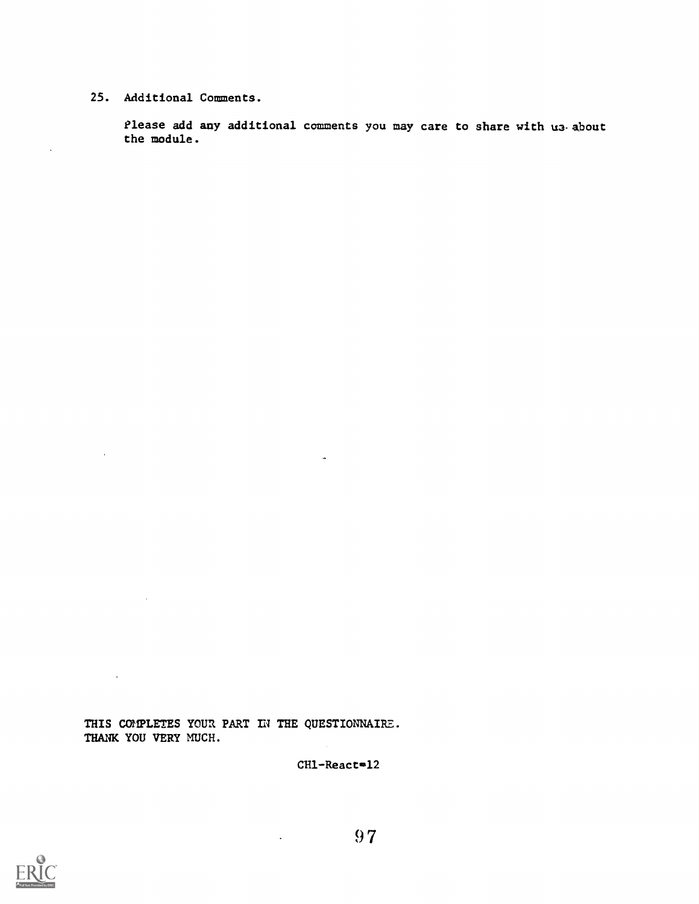25. Additional Comments.

Please add any additional comments you may care to share with us about the module.

THIS COMPLETES YOUR PART IN THE QUESTIONNAIRE.
THANK YOU VERY MUCH.

CH1-React=12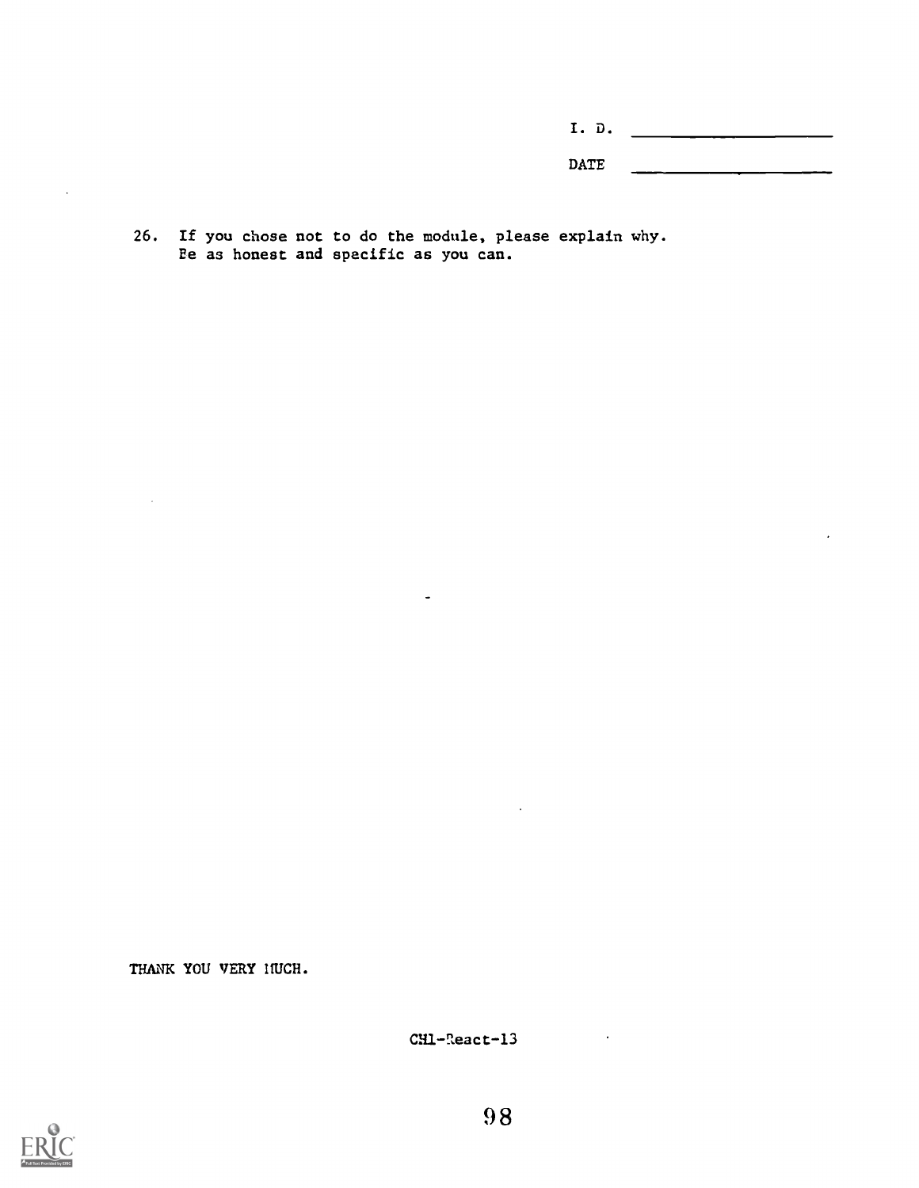I. D. ____________________

DATE ____________________

26. If you chose not to do the module, please explain why. Be as honest and specific as you can.

THANK YOU VERY MUCH.

CH1-React-13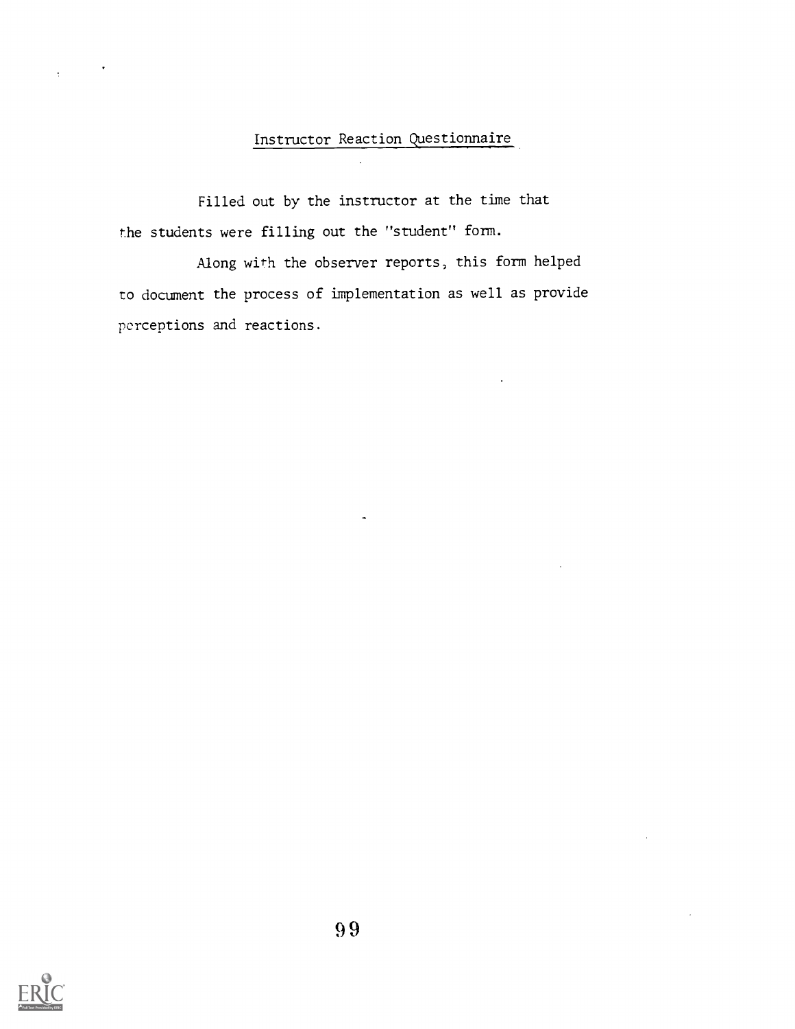## Instructor Reaction Questionnaire

Filled out by the instructor at the time that the students were filling out the "student" form.

Along with the observer reports, this form helped to document the process of implementation as well as provide perceptions and reactions.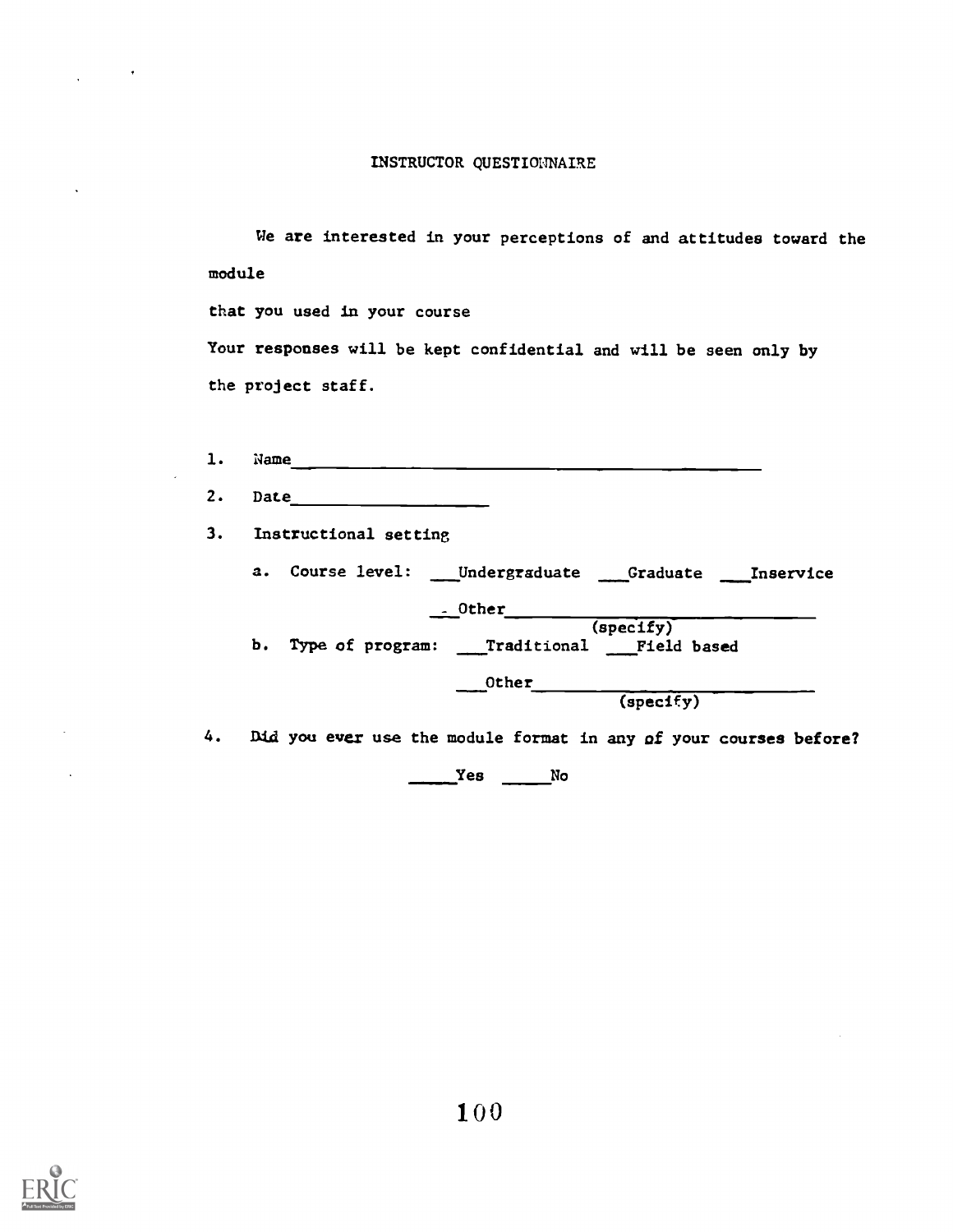# INSTRUCTOR QUESTIONNAIRE

We are interested in your perceptions of and attitudes toward the module

that you used in your course

Your responses will be kept confidential and will be seen only by the project staff.

1. Name________________________________________

2. Date____________________

3. Instructional setting

   a. Course level: ___Undergraduate ___Graduate ___Inservice

      ___Other______________________________ (specify)

   b. Type of program: ___Traditional ___Field based

      ___Other______________________________ (specify)

4. Did you ever use the module format in any of your courses before?

   _____Yes _____No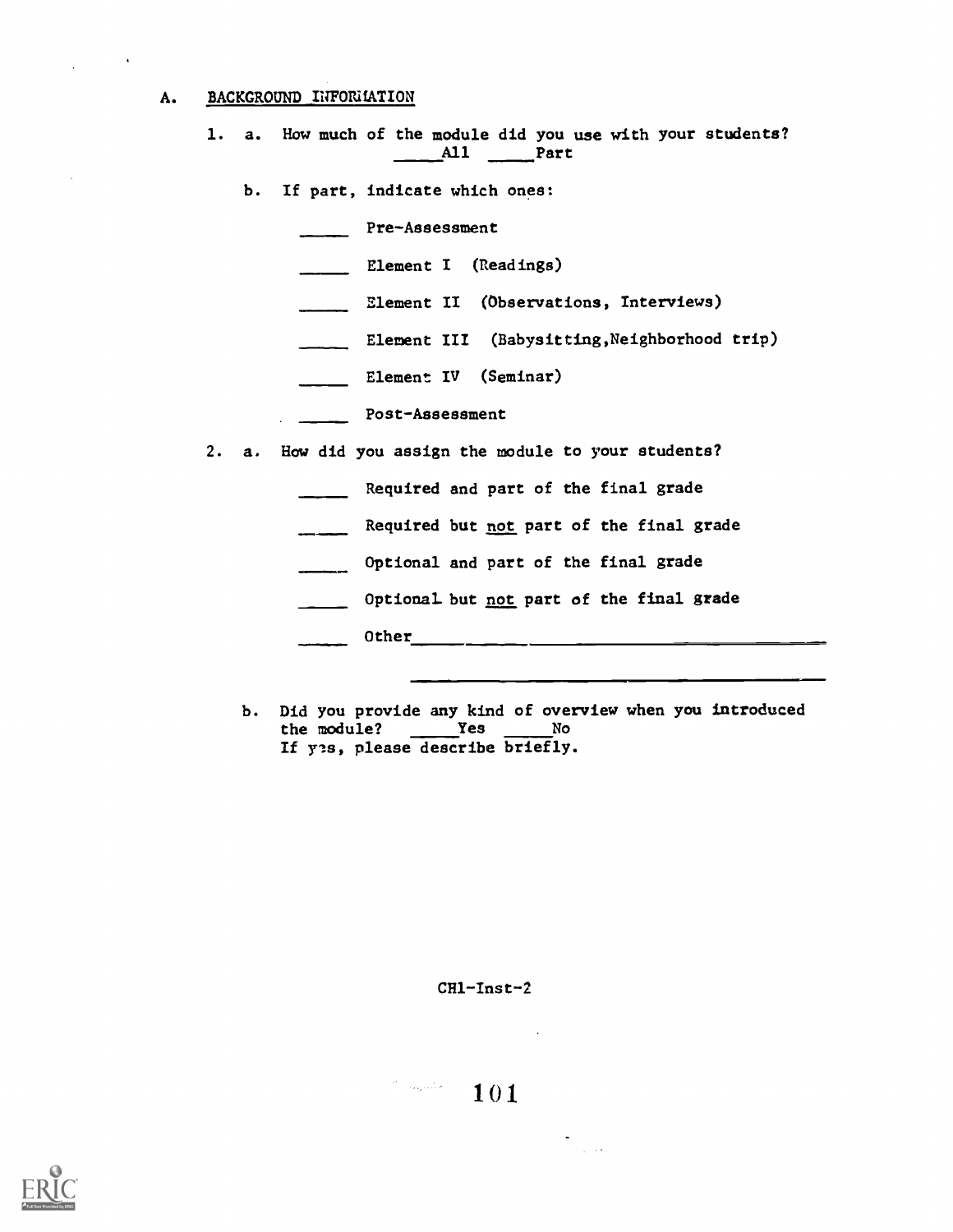## A. BACKGROUND INFORMATION

1. a. How much of the module did you use with your students?
   _____ All _____ Part

   b. If part, indicate which ones:

   _____ Pre-Assessment

   _____ Element I (Readings)

   _____ Element II (Observations, Interviews)

   _____ Element III (Babysitting, Neighborhood trip)

   _____ Element IV (Seminar)

   _____ Post-Assessment

2. a. How did you assign the module to your students?

   _____ Required and part of the final grade

   _____ Required but not part of the final grade

   _____ Optional and part of the final grade

   _____ Optional but not part of the final grade

   _____ Other_____________________________________________

   ________________________________________________________

   b. Did you provide any kind of overview when you introduced the module? _____ Yes _____ No
   If yes, please describe briefly.

CH1-Inst-2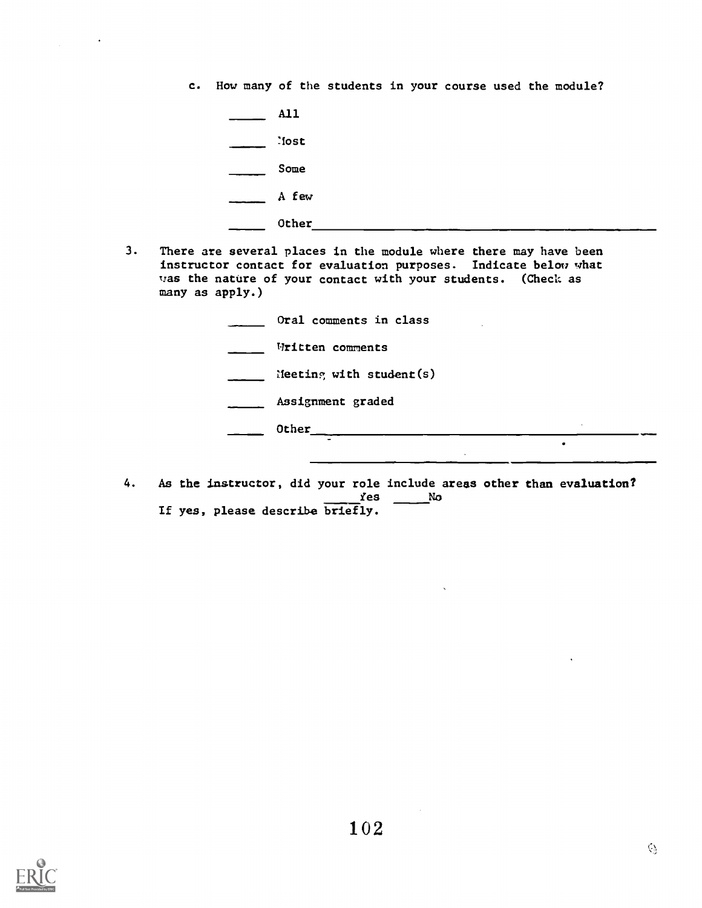c. How many of the students in your course used the module?

_____ All

_____ Most

_____ Some

_____ A few

_____ Other_______________________________________________

3. There are several places in the module where there may have been instructor contact for evaluation purposes. Indicate below what was the nature of your contact with your students. (Check as many as apply.)

_____ Oral comments in class

_____ Written comments

_____ Meeting with student(s)

_____ Assignment graded

_____ Other_______________________________________________

___________________________________________

4. As the instructor, did your role include areas other than evaluation?
_____Yes _____No
If yes, please describe briefly.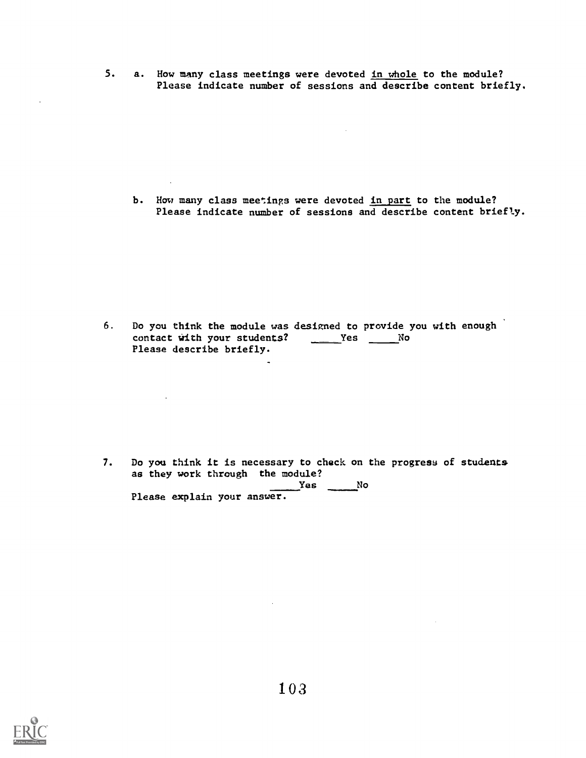5. a. How many class meetings were devoted <u>in whole</u> to the module? Please indicate number of sessions and describe content briefly.

   b. How many class meetings were devoted <u>in part</u> to the module? Please indicate number of sessions and describe content briefly.

6. Do you think the module was designed to provide you with enough contact with your students? _____Yes _____No
   Please describe briefly.

7. Do you think it is necessary to check on the progress of students as they work through the module?
   _____Yes _____No
   Please explain your answer.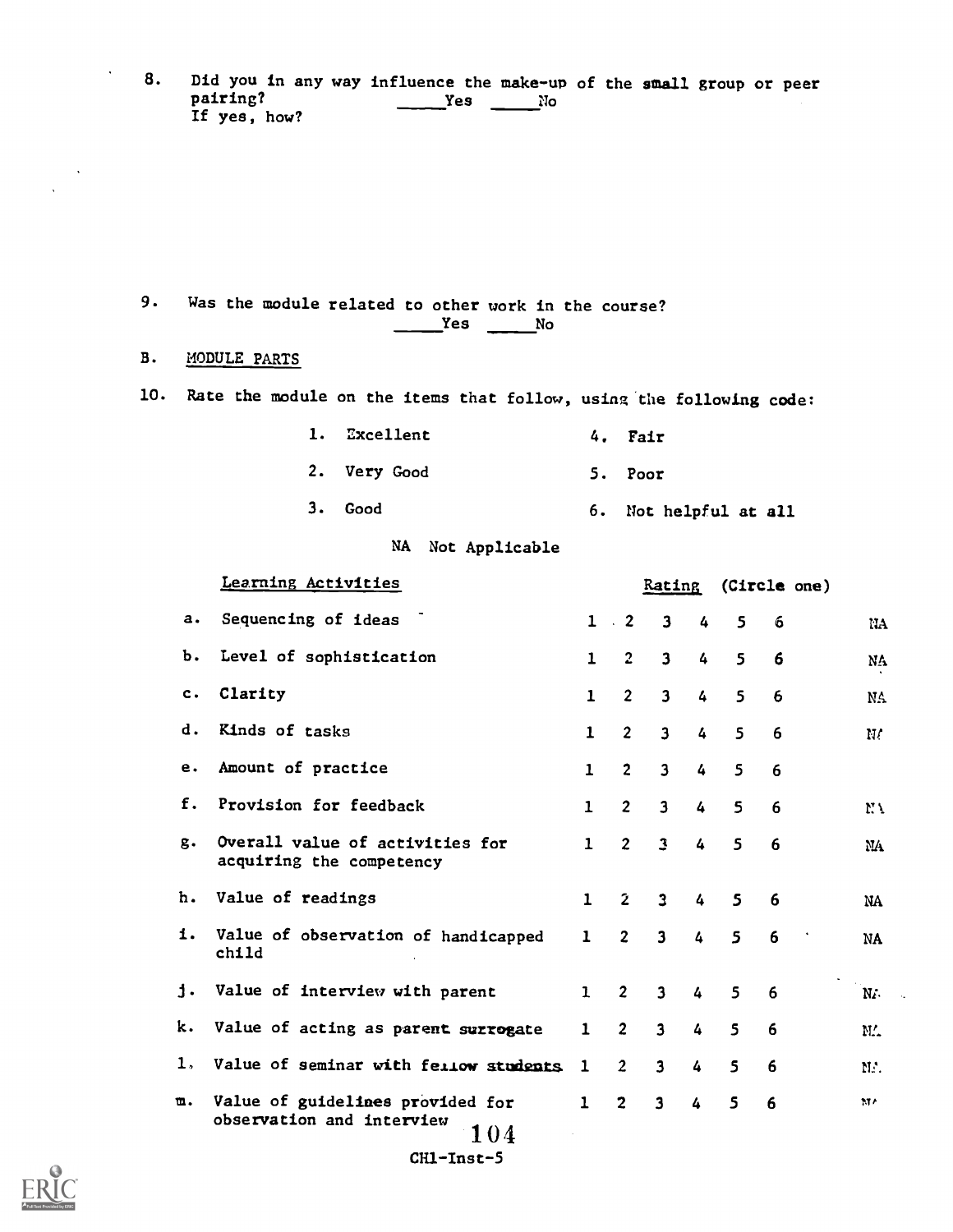8. Did you in any way influence the make-up of the small group or peer pairing? _____Yes _____No
If yes, how?

9. Was the module related to other work in the course?
_____Yes _____No

B. MODULE PARTS

10. Rate the module on the items that follow, using the following code:

1. Excellent
2. Very Good
3. Good
4. Fair
5. Poor
6. Not helpful at all

NA Not Applicable

| Learning Activities | Rating | (Circle one) | | | | | |
|---|---|---|---|---|---|---|---|
| a. Sequencing of ideas | 1 | 2 | 3 | 4 | 5 | 6 | NA |
| b. Level of sophistication | 1 | 2 | 3 | 4 | 5 | 6 | NA |
| c. Clarity | 1 | 2 | 3 | 4 | 5 | 6 | NA |
| d. Kinds of tasks | 1 | 2 | 3 | 4 | 5 | 6 | NA |
| e. Amount of practice | 1 | 2 | 3 | 4 | 5 | 6 | |
| f. Provision for feedback | 1 | 2 | 3 | 4 | 5 | 6 | NA |
| g. Overall value of activities for acquiring the competency | 1 | 2 | 3 | 4 | 5 | 6 | NA |
| h. Value of readings | 1 | 2 | 3 | 4 | 5 | 6 | NA |
| i. Value of observation of handicapped child | 1 | 2 | 3 | 4 | 5 | 6 | NA |
| j. Value of interview with parent | 1 | 2 | 3 | 4 | 5 | 6 | NA |
| k. Value of acting as parent surrogate | 1 | 2 | 3 | 4 | 5 | 6 | NA |
| l. Value of seminar with fellow students | 1 | 2 | 3 | 4 | 5 | 6 | NA |
| m. Value of guidelines provided for observation and interview | 1 | 2 | 3 | 4 | 5 | 6 | NA |

CH1-Inst-5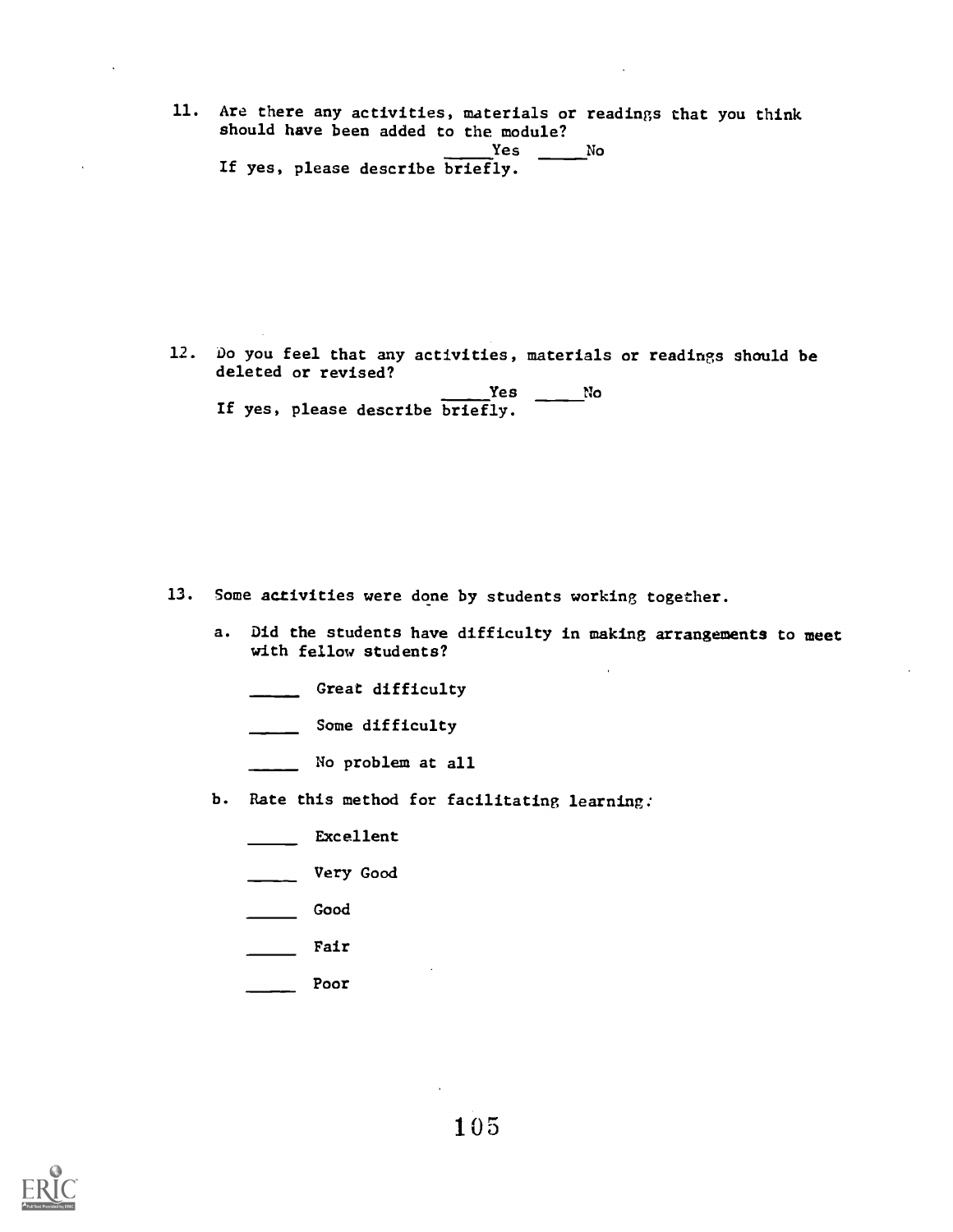11. Are there any activities, materials or readings that you think should have been added to the module?

    _____Yes _____No

    If yes, please describe briefly.

12. Do you feel that any activities, materials or readings should be deleted or revised?

    _____Yes _____No

    If yes, please describe briefly.

13. Some activities were done by students working together.

    a. Did the students have difficulty in making arrangements to meet with fellow students?

       _____ Great difficulty

       _____ Some difficulty

       _____ No problem at all

    b. Rate this method for facilitating learning:

       _____ Excellent

       _____ Very Good

       _____ Good

       _____ Fair

       _____ Poor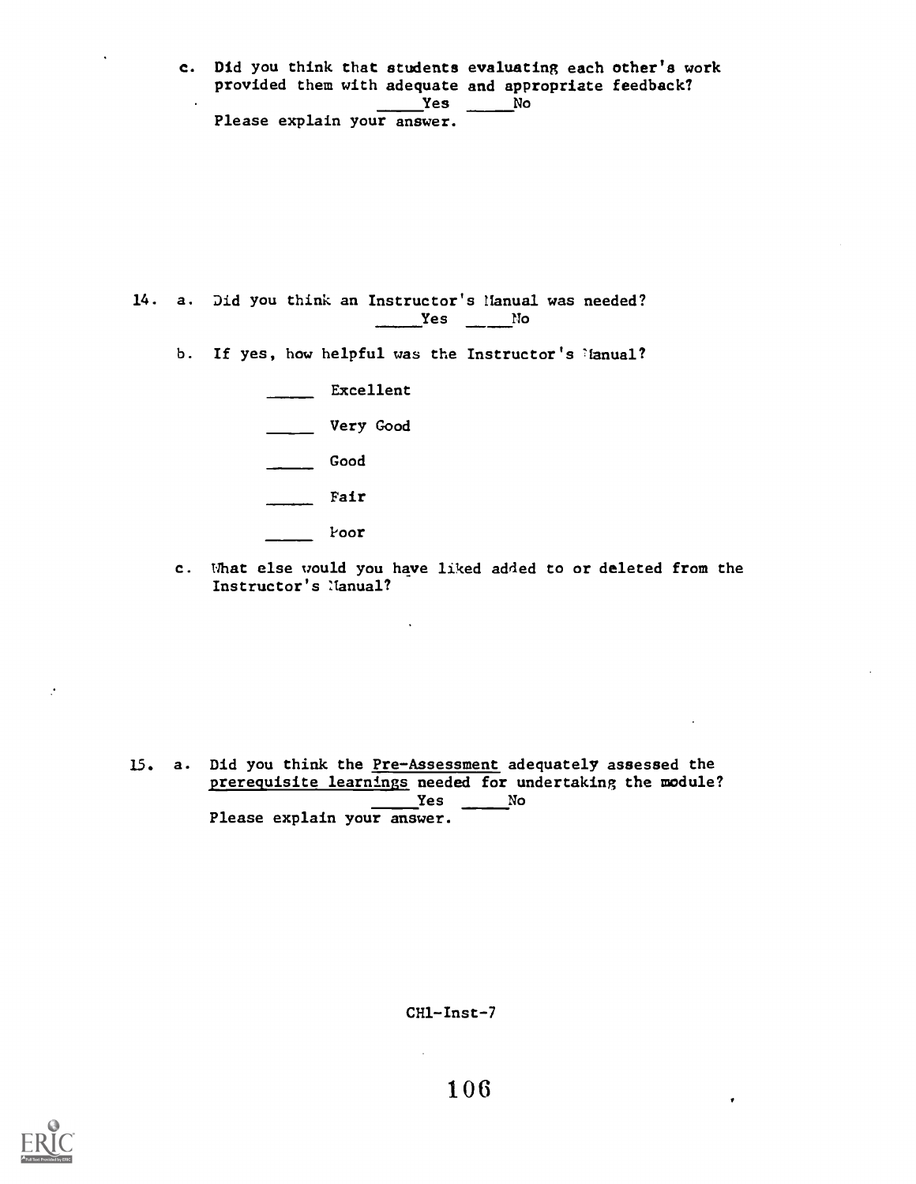c. Did you think that students evaluating each other's work provided them with adequate and appropriate feedback?

_____Yes _____No

Please explain your answer.

14. a. Did you think an Instructor's Manual was needed?

_____Yes _____No

b. If yes, how helpful was the Instructor's Manual?

_____ Excellent

_____ Very Good

_____ Good

_____ Fair

_____ Poor

c. What else would you have liked added to or deleted from the Instructor's Manual?

15. a. Did you think the Pre-Assessment adequately assessed the prerequisite learnings needed for undertaking the module?

_____Yes _____No

Please explain your answer.

CH1-Inst-7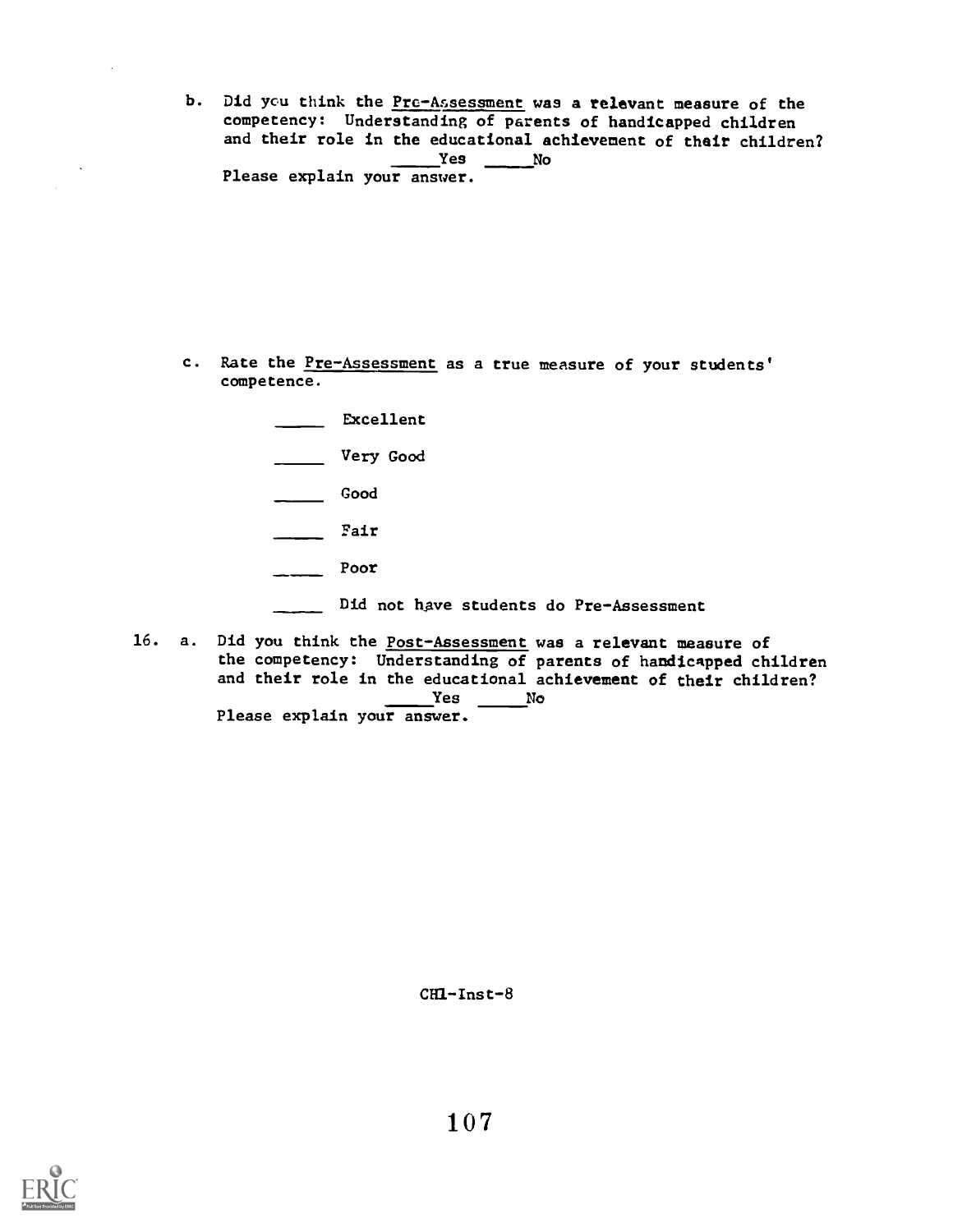b. Did you think the Pre-Assessment was a relevant measure of the competency: Understanding of parents of handicapped children and their role in the educational achievement of their children?

_____ Yes _____ No

Please explain your answer.

c. Rate the Pre-Assessment as a true measure of your students' competence.

_____ Excellent

_____ Very Good

_____ Good

_____ Fair

_____ Poor

_____ Did not have students do Pre-Assessment

16. a. Did you think the Post-Assessment was a relevant measure of the competency: Understanding of parents of handicapped children and their role in the educational achievement of their children?

_____ Yes _____ No

Please explain your answer.

CH1-Inst-8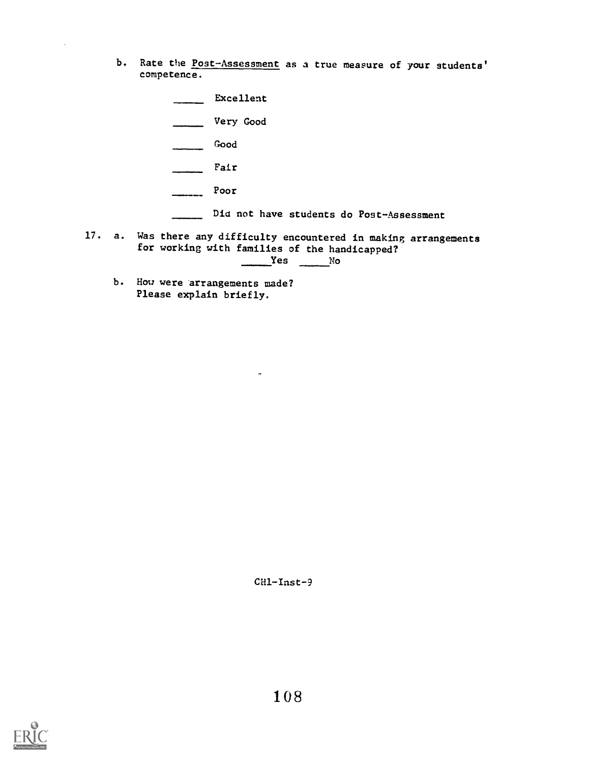b. Rate the <u>Post-Assessment</u> as a true measure of your students' competence.

_____ Excellent

_____ Very Good

_____ Good

_____ Fair

_____ Poor

_____ Did not have students do Post-Assessment

17. a. Was there any difficulty encountered in making arrangements for working with families of the handicapped?
_____Yes _____No

b. How were arrangements made?
Please explain briefly.

CH1-Inst-9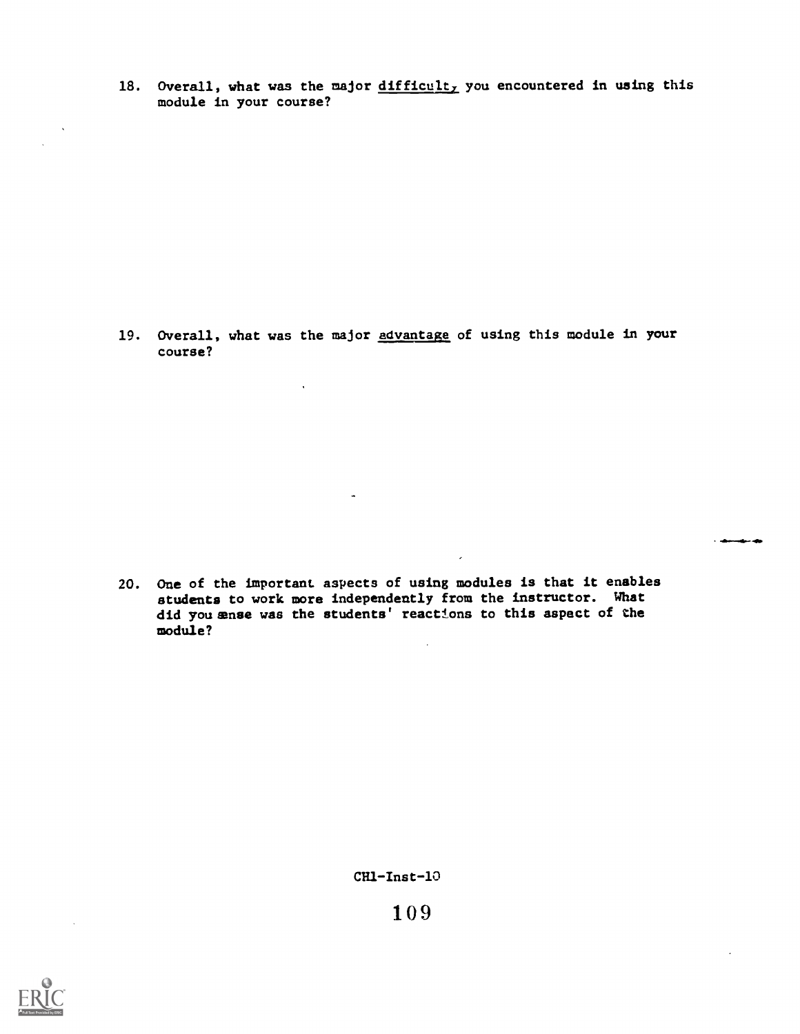18. Overall, what was the major difficulty you encountered in using this module in your course?

19. Overall, what was the major advantage of using this module in your course?

20. One of the important aspects of using modules is that it enables students to work more independently from the instructor. What did you sense was the students' reactions to this aspect of the module?

CH1-Inst-10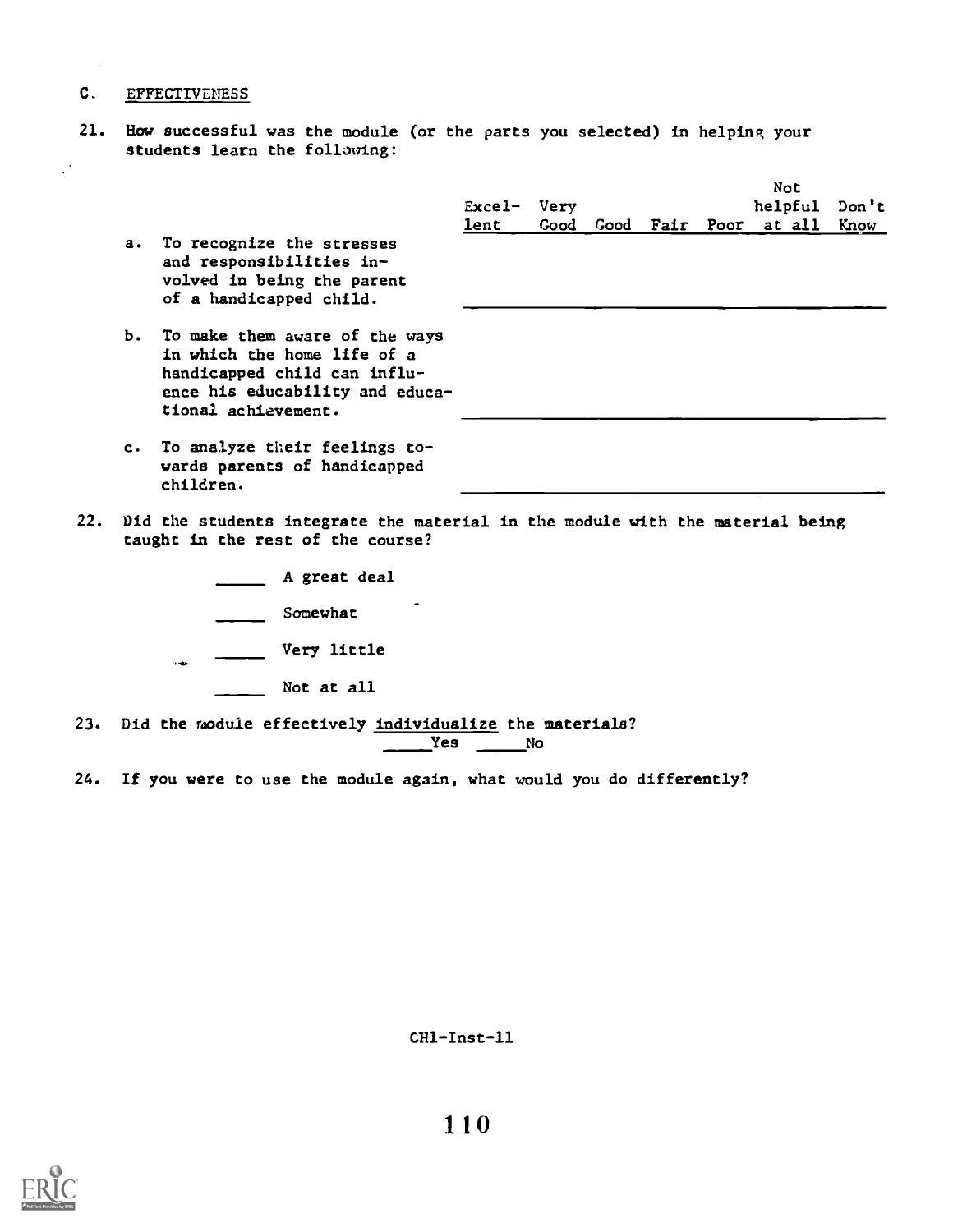## C. EFFECTIVENESS

21. How successful was the module (or the parts you selected) in helping your students learn the following:

| | Excel-lent | Very Good | Good | Fair | Poor | Not helpful at all | Don't Know |
|---|---|---|---|---|---|---|---|
| a. To recognize the stresses and responsibilities involved in being the parent of a handicapped child. | | | | | | | |
| b. To make them aware of the ways in which the home life of a handicapped child can influence his educability and educational achievement. | | | | | | | |
| c. To analyze their feelings towards parents of handicapped children. | | | | | | | |

22. Did the students integrate the material in the module with the material being taught in the rest of the course?

    _____ A great deal

    _____ Somewhat

    _____ Very little

    _____ Not at all

23. Did the module effectively <u>individualize</u> the materials?

    _____Yes _____No

24. If you were to use the module again, what would you do differently?

CH1-Inst-11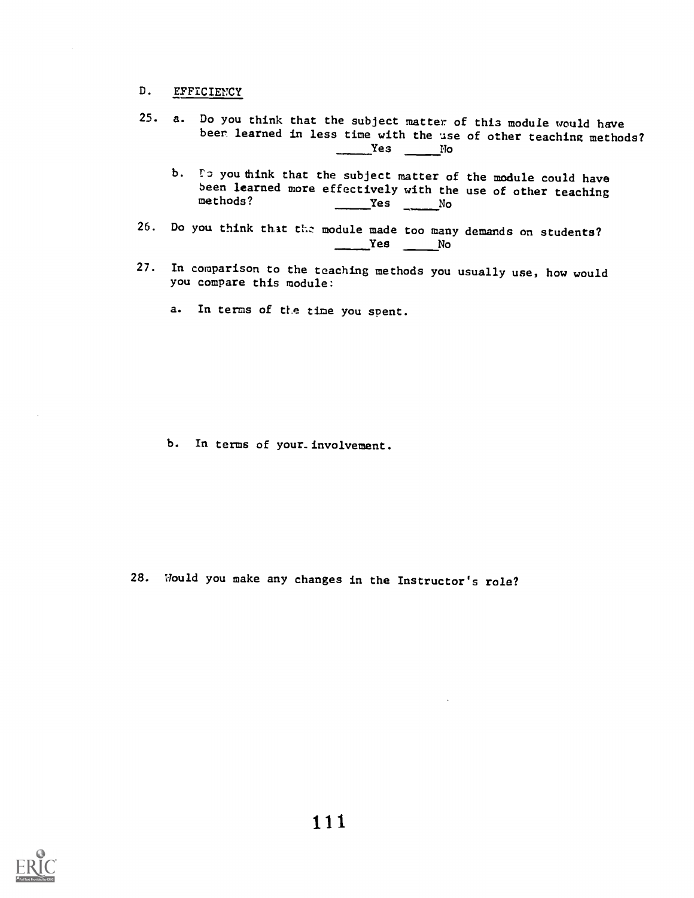## D. EFFICIENCY

25. a. Do you think that the subject matter of this module would have been learned in less time with the use of other teaching methods?
 _____Yes _____No

 b. Do you think that the subject matter of the module could have been learned more effectively with the use of other teaching methods? _____Yes _____No

26. Do you think that the module made too many demands on students?
 _____Yes _____No

27. In comparison to the teaching methods you usually use, how would you compare this module:

 a. In terms of the time you spent.

 b. In terms of your involvement.

28. Would you make any changes in the Instructor's role?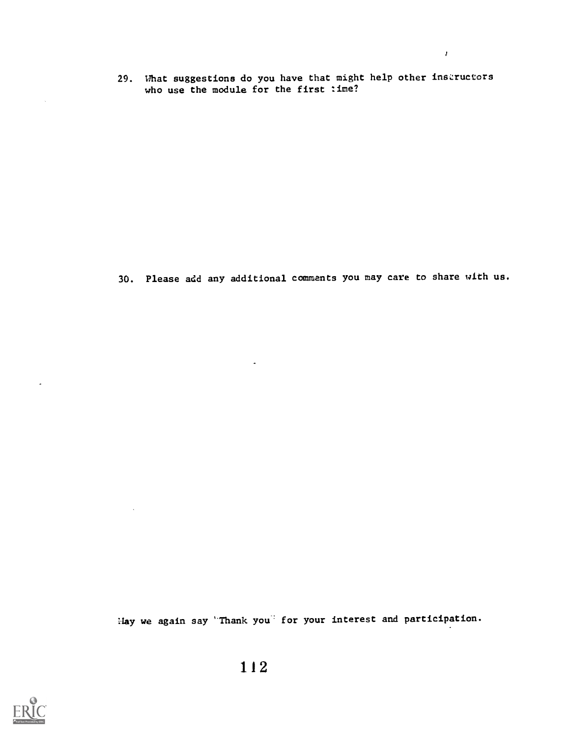29. What suggestions do you have that might help other instructors who use the module for the first time?

30. Please add any additional comments you may care to share with us.

May we again say "Thank you" for your interest and participation.